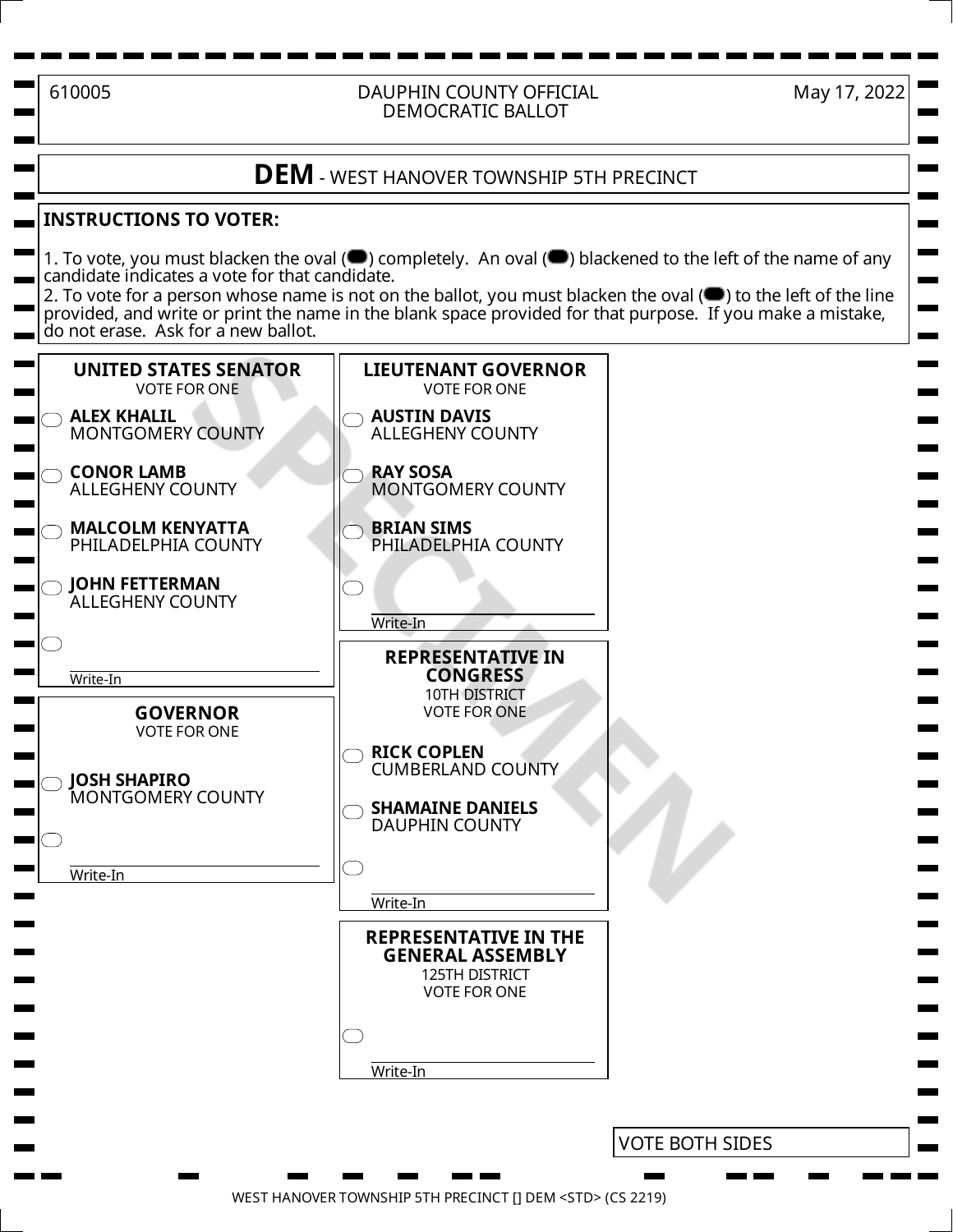610005

DAUPHIN COUNTY OFFICIAL
DEMOCRATIC BALLOT

May 17, 2022

# DEM - WEST HANOVER TOWNSHIP 5TH PRECINCT

**INSTRUCTIONS TO VOTER:**

1. To vote, you must blacken the oval (⬬) completely. An oval (⬬) blackened to the left of the name of any candidate indicates a vote for that candidate.
2. To vote for a person whose name is not on the ballot, you must blacken the oval (⬬) to the left of the line provided, and write or print the name in the blank space provided for that purpose. If you make a mistake, do not erase. Ask for a new ballot.

## UNITED STATES SENATOR
VOTE FOR ONE

- ⬭ **ALEX KHALIL** MONTGOMERY COUNTY
- ⬭ **CONOR LAMB** ALLEGHENY COUNTY
- ⬭ **MALCOLM KENYATTA** PHILADELPHIA COUNTY
- ⬭ **JOHN FETTERMAN** ALLEGHENY COUNTY
- ⬭ ____________ Write-In

## GOVERNOR
VOTE FOR ONE

- ⬭ **JOSH SHAPIRO** MONTGOMERY COUNTY
- ⬭ ____________ Write-In

## LIEUTENANT GOVERNOR
VOTE FOR ONE

- ⬭ **AUSTIN DAVIS** ALLEGHENY COUNTY
- ⬭ **RAY SOSA** MONTGOMERY COUNTY
- ⬭ **BRIAN SIMS** PHILADELPHIA COUNTY
- ⬭ ____________ Write-In

## REPRESENTATIVE IN CONGRESS
10TH DISTRICT
VOTE FOR ONE

- ⬭ **RICK COPLEN** CUMBERLAND COUNTY
- ⬭ **SHAMAINE DANIELS** DAUPHIN COUNTY
- ⬭ ____________ Write-In

## REPRESENTATIVE IN THE GENERAL ASSEMBLY
125TH DISTRICT
VOTE FOR ONE

- ⬭ ____________ Write-In

VOTE BOTH SIDES

WEST HANOVER TOWNSHIP 5TH PRECINCT [] DEM <STD> (CS 2219)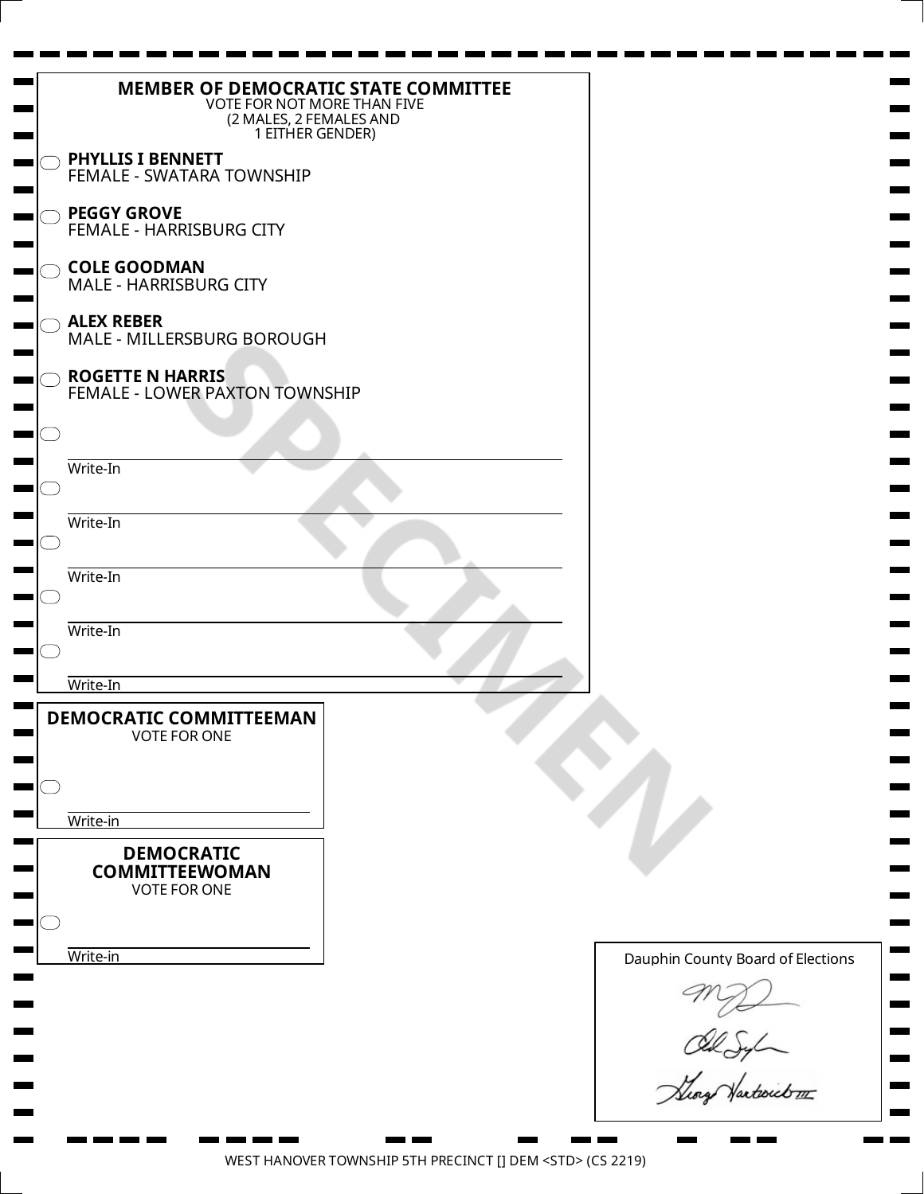## MEMBER OF DEMOCRATIC STATE COMMITTEE

VOTE FOR NOT MORE THAN FIVE
(2 MALES, 2 FEMALES AND
1 EITHER GENDER)

- **PHYLLIS I BENNETT**
  FEMALE - SWATARA TOWNSHIP
- **PEGGY GROVE**
  FEMALE - HARRISBURG CITY
- **COLE GOODMAN**
  MALE - HARRISBURG CITY
- **ALEX REBER**
  MALE - MILLERSBURG BOROUGH
- **ROGETTE N HARRIS**
  FEMALE - LOWER PAXTON TOWNSHIP
- Write-In
- Write-In
- Write-In
- Write-In
- Write-In

## DEMOCRATIC COMMITTEEMAN

VOTE FOR ONE

- Write-in

## DEMOCRATIC COMMITTEEWOMAN

VOTE FOR ONE

- Write-in

SPECIMEN

Dauphin County Board of Elections

WEST HANOVER TOWNSHIP 5TH PRECINCT [] DEM <STD> (CS 2219)